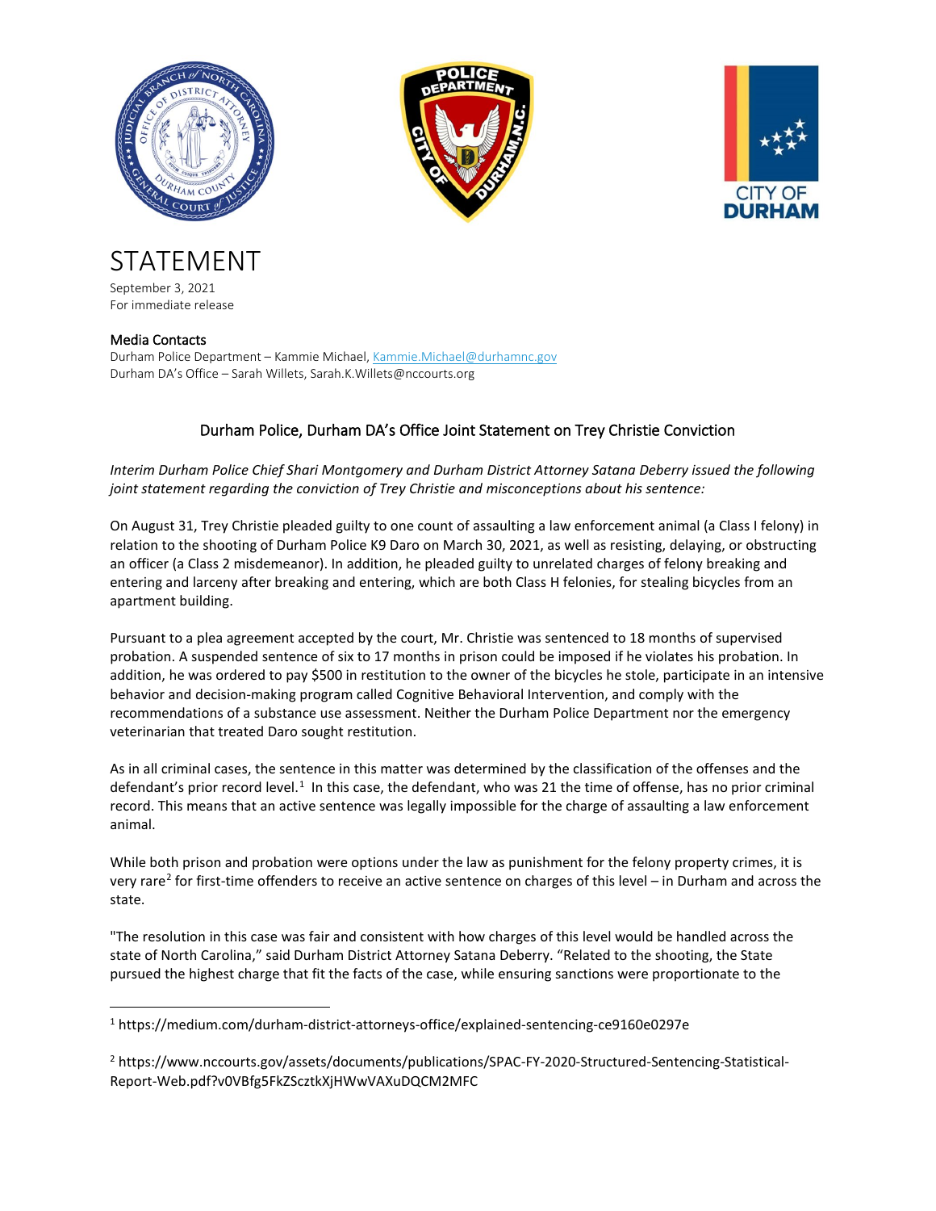# STATEMENT

September 3, 2021
For immediate release

**Media Contacts**
Durham Police Department – Kammie Michael, Kammie.Michael@durhamnc.gov
Durham DA's Office – Sarah Willets, Sarah.K.Willets@nccourts.org

## Durham Police, Durham DA's Office Joint Statement on Trey Christie Conviction

*Interim Durham Police Chief Shari Montgomery and Durham District Attorney Satana Deberry issued the following joint statement regarding the conviction of Trey Christie and misconceptions about his sentence:*

On August 31, Trey Christie pleaded guilty to one count of assaulting a law enforcement animal (a Class I felony) in relation to the shooting of Durham Police K9 Daro on March 30, 2021, as well as resisting, delaying, or obstructing an officer (a Class 2 misdemeanor). In addition, he pleaded guilty to unrelated charges of felony breaking and entering and larceny after breaking and entering, which are both Class H felonies, for stealing bicycles from an apartment building.

Pursuant to a plea agreement accepted by the court, Mr. Christie was sentenced to 18 months of supervised probation. A suspended sentence of six to 17 months in prison could be imposed if he violates his probation. In addition, he was ordered to pay $500 in restitution to the owner of the bicycles he stole, participate in an intensive behavior and decision-making program called Cognitive Behavioral Intervention, and comply with the recommendations of a substance use assessment. Neither the Durham Police Department nor the emergency veterinarian that treated Daro sought restitution.

As in all criminal cases, the sentence in this matter was determined by the classification of the offenses and the defendant's prior record level.[1] In this case, the defendant, who was 21 the time of offense, has no prior criminal record. This means that an active sentence was legally impossible for the charge of assaulting a law enforcement animal.

While both prison and probation were options under the law as punishment for the felony property crimes, it is very rare[2] for first-time offenders to receive an active sentence on charges of this level – in Durham and across the state.

"The resolution in this case was fair and consistent with how charges of this level would be handled across the state of North Carolina," said Durham District Attorney Satana Deberry. "Related to the shooting, the State pursued the highest charge that fit the facts of the case, while ensuring sanctions were proportionate to the

[1] https://medium.com/durham-district-attorneys-office/explained-sentencing-ce9160e0297e

[2] https://www.nccourts.gov/assets/documents/publications/SPAC-FY-2020-Structured-Sentencing-Statistical-Report-Web.pdf?v0VBfg5FkZScztkXjHWwVAXuDQCM2MFC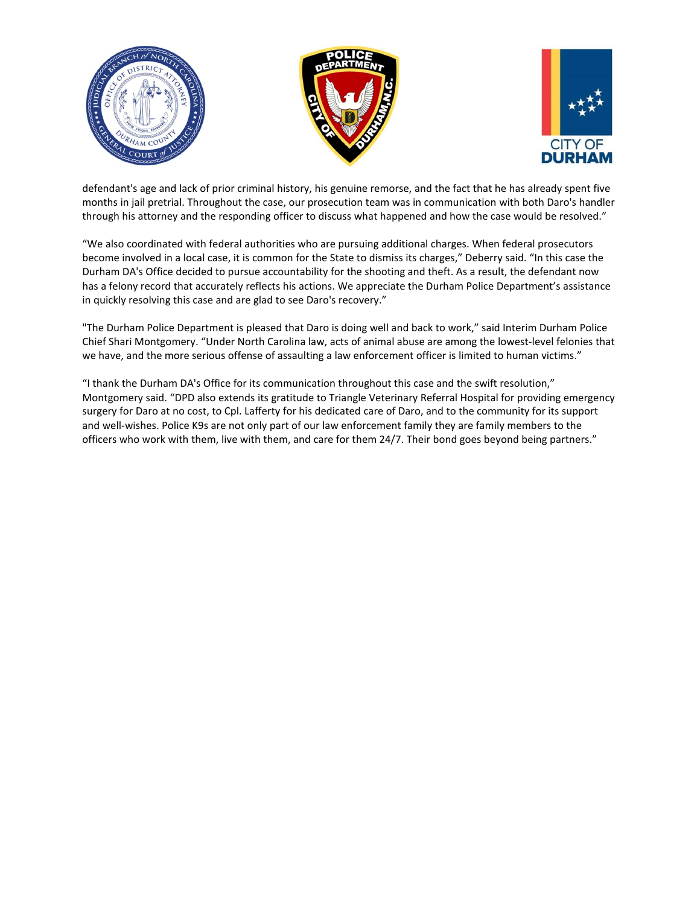defendant's age and lack of prior criminal history, his genuine remorse, and the fact that he has already spent five months in jail pretrial. Throughout the case, our prosecution team was in communication with both Daro's handler through his attorney and the responding officer to discuss what happened and how the case would be resolved."

"We also coordinated with federal authorities who are pursuing additional charges. When federal prosecutors become involved in a local case, it is common for the State to dismiss its charges," Deberry said. "In this case the Durham DA's Office decided to pursue accountability for the shooting and theft. As a result, the defendant now has a felony record that accurately reflects his actions. We appreciate the Durham Police Department's assistance in quickly resolving this case and are glad to see Daro's recovery."

"The Durham Police Department is pleased that Daro is doing well and back to work," said Interim Durham Police Chief Shari Montgomery. "Under North Carolina law, acts of animal abuse are among the lowest-level felonies that we have, and the more serious offense of assaulting a law enforcement officer is limited to human victims."

"I thank the Durham DA's Office for its communication throughout this case and the swift resolution," Montgomery said. "DPD also extends its gratitude to Triangle Veterinary Referral Hospital for providing emergency surgery for Daro at no cost, to Cpl. Lafferty for his dedicated care of Daro, and to the community for its support and well-wishes. Police K9s are not only part of our law enforcement family they are family members to the officers who work with them, live with them, and care for them 24/7. Their bond goes beyond being partners."